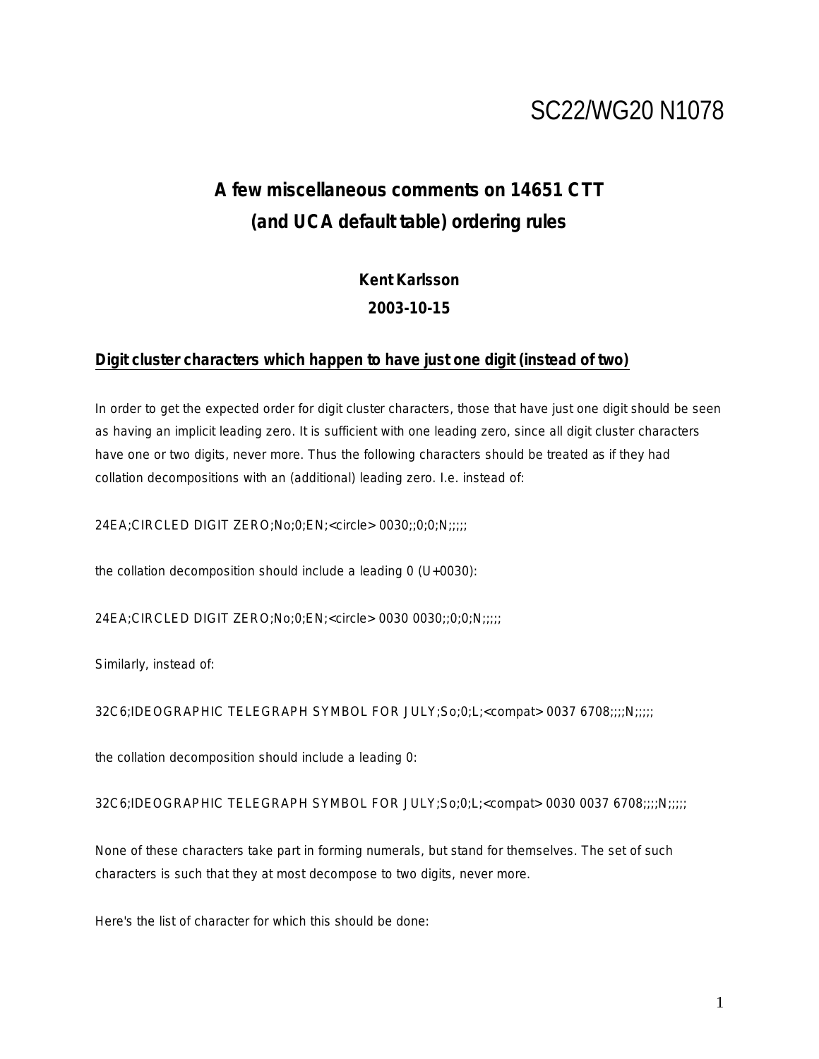SC22/WG20 N1078

# A few miscellaneous comments on 14651 CTT (and UCA default table) ordering rules

**Kent Karlsson**

**2003-10-15**

## Digit cluster characters which happen to have just one digit (instead of two)

In order to get the expected order for digit cluster characters, those that have just one digit should be seen as having an implicit leading zero. It is sufficient with one leading zero, since all digit cluster characters have one or two digits, never more. Thus the following characters should be treated as if they had collation decompositions with an (additional) leading zero. I.e. instead of:

24EA;CIRCLED DIGIT ZERO;No;0;EN;<circle> 0030;;0;0;N;;;;;

the collation decomposition should include a leading 0 (U+0030):

24EA;CIRCLED DIGIT ZERO;No;0;EN;<circle> 0030 0030;;0;0;N;;;;;

Similarly, instead of:

32C6;IDEOGRAPHIC TELEGRAPH SYMBOL FOR JULY;So;0;L;<compat> 0037 6708;;;;N;;;;;

the collation decomposition should include a leading 0:

32C6;IDEOGRAPHIC TELEGRAPH SYMBOL FOR JULY;So;0;L;<compat> 0030 0037 6708;;;;N;;;;;

None of these characters take part in forming numerals, but stand for themselves. The set of such characters is such that they at most decompose to two digits, never more.

Here's the list of character for which this should be done: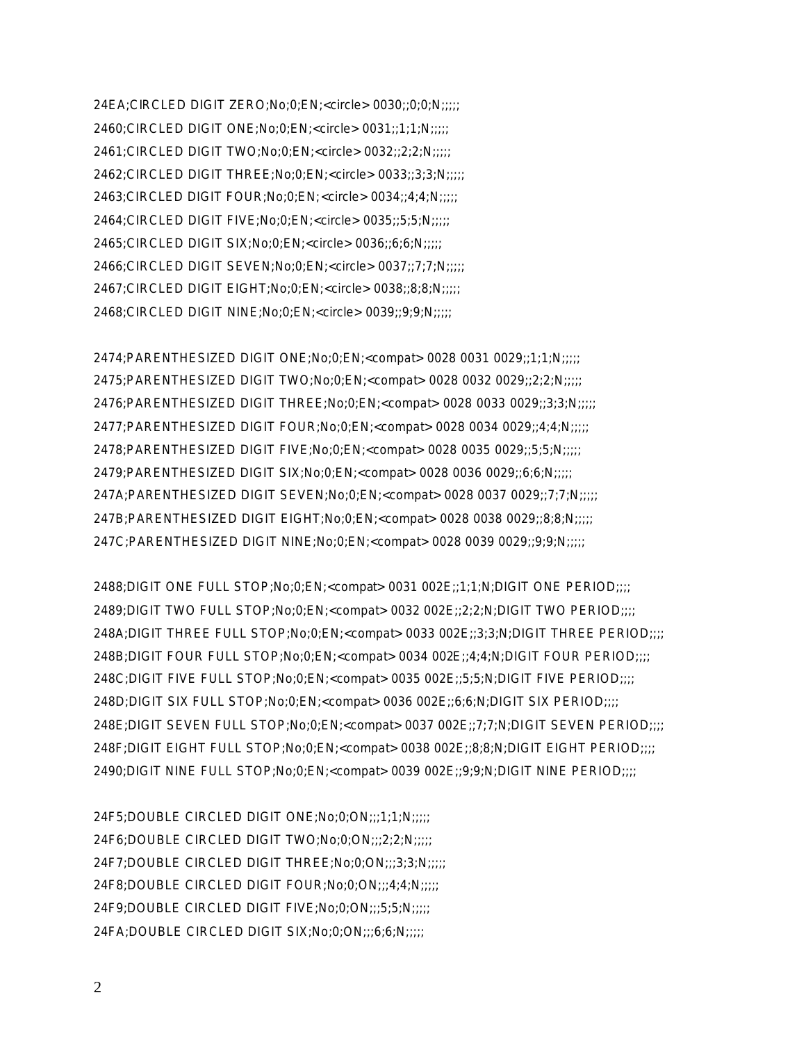24EA;CIRCLED DIGIT ZERO;No;0;EN;<circle> 0030;;0;0;N;;;;;
2460;CIRCLED DIGIT ONE;No;0;EN;<circle> 0031;;1;1;N;;;;;
2461;CIRCLED DIGIT TWO;No;0;EN;<circle> 0032;;2;2;N;;;;;
2462;CIRCLED DIGIT THREE;No;0;EN;<circle> 0033;;3;3;N;;;;;
2463;CIRCLED DIGIT FOUR;No;0;EN;<circle> 0034;;4;4;N;;;;;
2464;CIRCLED DIGIT FIVE;No;0;EN;<circle> 0035;;5;5;N;;;;;
2465;CIRCLED DIGIT SIX;No;0;EN;<circle> 0036;;6;6;N;;;;;
2466;CIRCLED DIGIT SEVEN;No;0;EN;<circle> 0037;;7;7;N;;;;;
2467;CIRCLED DIGIT EIGHT;No;0;EN;<circle> 0038;;8;8;N;;;;;
2468;CIRCLED DIGIT NINE;No;0;EN;<circle> 0039;;9;9;N;;;;;

2474;PARENTHESIZED DIGIT ONE;No;0;EN;<compat> 0028 0031 0029;;1;1;N;;;;;
2475;PARENTHESIZED DIGIT TWO;No;0;EN;<compat> 0028 0032 0029;;2;2;N;;;;;
2476;PARENTHESIZED DIGIT THREE;No;0;EN;<compat> 0028 0033 0029;;3;3;N;;;;;
2477;PARENTHESIZED DIGIT FOUR;No;0;EN;<compat> 0028 0034 0029;;4;4;N;;;;;
2478;PARENTHESIZED DIGIT FIVE;No;0;EN;<compat> 0028 0035 0029;;5;5;N;;;;;
2479;PARENTHESIZED DIGIT SIX;No;0;EN;<compat> 0028 0036 0029;;6;6;N;;;;;
247A;PARENTHESIZED DIGIT SEVEN;No;0;EN;<compat> 0028 0037 0029;;7;7;N;;;;;
247B;PARENTHESIZED DIGIT EIGHT;No;0;EN;<compat> 0028 0038 0029;;8;8;N;;;;;
247C;PARENTHESIZED DIGIT NINE;No;0;EN;<compat> 0028 0039 0029;;9;9;N;;;;;

2488;DIGIT ONE FULL STOP;No;0;EN;<compat> 0031 002E;;1;1;N;DIGIT ONE PERIOD;;;;
2489;DIGIT TWO FULL STOP;No;0;EN;<compat> 0032 002E;;2;2;N;DIGIT TWO PERIOD;;;;
248A;DIGIT THREE FULL STOP;No;0;EN;<compat> 0033 002E;;3;3;N;DIGIT THREE PERIOD;;;;
248B;DIGIT FOUR FULL STOP;No;0;EN;<compat> 0034 002E;;4;4;N;DIGIT FOUR PERIOD;;;;
248C;DIGIT FIVE FULL STOP;No;0;EN;<compat> 0035 002E;;5;5;N;DIGIT FIVE PERIOD;;;;
248D;DIGIT SIX FULL STOP;No;0;EN;<compat> 0036 002E;;6;6;N;DIGIT SIX PERIOD;;;;
248E;DIGIT SEVEN FULL STOP;No;0;EN;<compat> 0037 002E;;7;7;N;DIGIT SEVEN PERIOD;;;;
248F;DIGIT EIGHT FULL STOP;No;0;EN;<compat> 0038 002E;;8;8;N;DIGIT EIGHT PERIOD;;;;
2490;DIGIT NINE FULL STOP;No;0;EN;<compat> 0039 002E;;9;9;N;DIGIT NINE PERIOD;;;;

24F5;DOUBLE CIRCLED DIGIT ONE;No;0;ON;;;1;1;N;;;;;
24F6;DOUBLE CIRCLED DIGIT TWO;No;0;ON;;;2;2;N;;;;;
24F7;DOUBLE CIRCLED DIGIT THREE;No;0;ON;;;3;3;N;;;;;
24F8;DOUBLE CIRCLED DIGIT FOUR;No;0;ON;;;4;4;N;;;;;
24F9;DOUBLE CIRCLED DIGIT FIVE;No;0;ON;;;5;5;N;;;;;
24FA;DOUBLE CIRCLED DIGIT SIX;No;0;ON;;;6;6;N;;;;;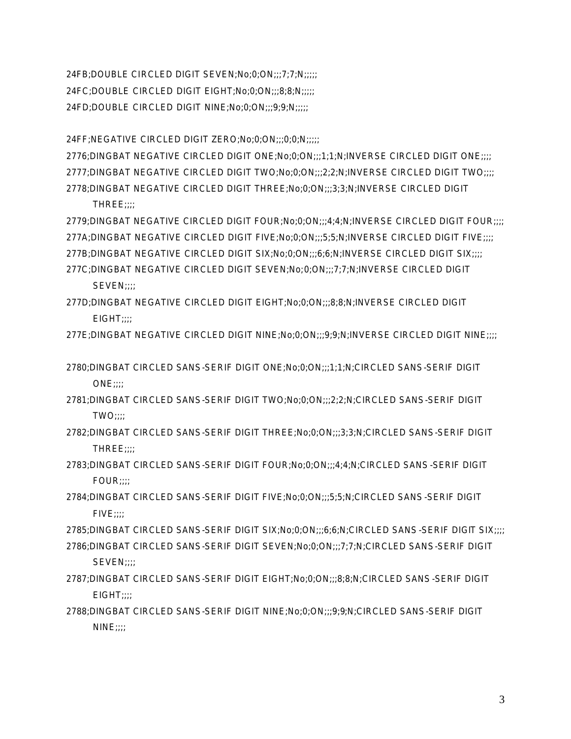24FB;DOUBLE CIRCLED DIGIT SEVEN;No;0;ON;;;7;7;N;;;;;

24FC;DOUBLE CIRCLED DIGIT EIGHT;No;0;ON;;;8;8;N;;;;;

24FD;DOUBLE CIRCLED DIGIT NINE;No;0;ON;;;9;9;N;;;;;

24FF;NEGATIVE CIRCLED DIGIT ZERO;No;0;ON;;;0;0;N;;;;;

2776;DINGBAT NEGATIVE CIRCLED DIGIT ONE;No;0;ON;;;1;1;N;INVERSE CIRCLED DIGIT ONE;;;;

2777;DINGBAT NEGATIVE CIRCLED DIGIT TWO;No;0;ON;;;2;2;N;INVERSE CIRCLED DIGIT TWO;;;;

2778;DINGBAT NEGATIVE CIRCLED DIGIT THREE;No;0;ON;;;3;3;N;INVERSE CIRCLED DIGIT THREE;;;;

2779;DINGBAT NEGATIVE CIRCLED DIGIT FOUR;No;0;ON;;;4;4;N;INVERSE CIRCLED DIGIT FOUR;;;;

277A;DINGBAT NEGATIVE CIRCLED DIGIT FIVE;No;0;ON;;;5;5;N;INVERSE CIRCLED DIGIT FIVE;;;;

277B;DINGBAT NEGATIVE CIRCLED DIGIT SIX;No;0;ON;;;6;6;N;INVERSE CIRCLED DIGIT SIX;;;;

277C;DINGBAT NEGATIVE CIRCLED DIGIT SEVEN;No;0;ON;;;7;7;N;INVERSE CIRCLED DIGIT SEVEN;;;;

277D;DINGBAT NEGATIVE CIRCLED DIGIT EIGHT;No;0;ON;;;8;8;N;INVERSE CIRCLED DIGIT EIGHT;;;;

277E;DINGBAT NEGATIVE CIRCLED DIGIT NINE;No;0;ON;;;9;9;N;INVERSE CIRCLED DIGIT NINE;;;;

2780;DINGBAT CIRCLED SANS-SERIF DIGIT ONE;No;0;ON;;;1;1;N;CIRCLED SANS-SERIF DIGIT ONE;;;;

2781;DINGBAT CIRCLED SANS-SERIF DIGIT TWO;No;0;ON;;;2;2;N;CIRCLED SANS-SERIF DIGIT TWO;;;;

2782;DINGBAT CIRCLED SANS-SERIF DIGIT THREE;No;0;ON;;;3;3;N;CIRCLED SANS-SERIF DIGIT THREE;;;;

2783;DINGBAT CIRCLED SANS-SERIF DIGIT FOUR;No;0;ON;;;4;4;N;CIRCLED SANS-SERIF DIGIT FOUR;;;;

2784;DINGBAT CIRCLED SANS-SERIF DIGIT FIVE;No;0;ON;;;5;5;N;CIRCLED SANS-SERIF DIGIT FIVE;;;;

2785;DINGBAT CIRCLED SANS-SERIF DIGIT SIX;No;0;ON;;;6;6;N;CIRCLED SANS-SERIF DIGIT SIX;;;;

2786;DINGBAT CIRCLED SANS-SERIF DIGIT SEVEN;No;0;ON;;;7;7;N;CIRCLED SANS-SERIF DIGIT SEVEN;;;;

2787;DINGBAT CIRCLED SANS-SERIF DIGIT EIGHT;No;0;ON;;;8;8;N;CIRCLED SANS-SERIF DIGIT EIGHT;;;;

2788;DINGBAT CIRCLED SANS-SERIF DIGIT NINE;No;0;ON;;;9;9;N;CIRCLED SANS-SERIF DIGIT NINE;;;;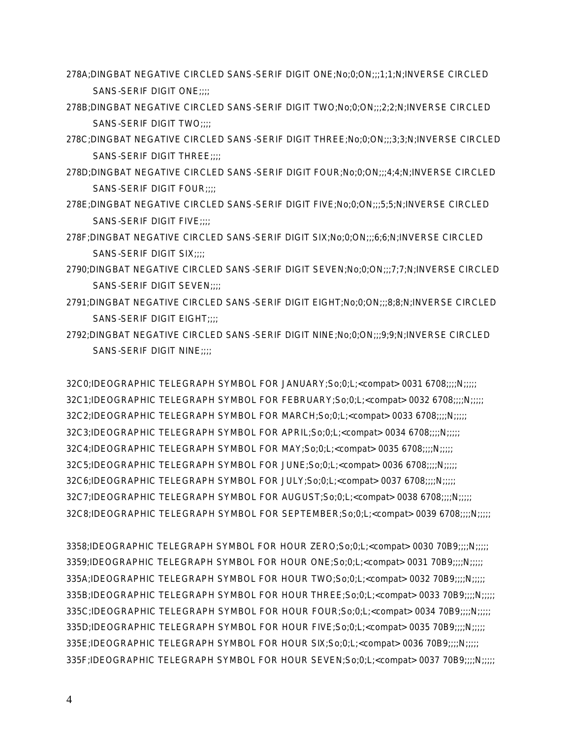278A;DINGBAT NEGATIVE CIRCLED SANS-SERIF DIGIT ONE;No;0;ON;;1;1;N;INVERSE CIRCLED SANS-SERIF DIGIT ONE;;;;

278B;DINGBAT NEGATIVE CIRCLED SANS-SERIF DIGIT TWO;No;0;ON;;2;2;N;INVERSE CIRCLED SANS-SERIF DIGIT TWO;;;;

278C;DINGBAT NEGATIVE CIRCLED SANS-SERIF DIGIT THREE;No;0;ON;;3;3;N;INVERSE CIRCLED SANS-SERIF DIGIT THREE;;;;

278D;DINGBAT NEGATIVE CIRCLED SANS-SERIF DIGIT FOUR;No;0;ON;;4;4;N;INVERSE CIRCLED SANS-SERIF DIGIT FOUR;;;;

278E;DINGBAT NEGATIVE CIRCLED SANS-SERIF DIGIT FIVE;No;0;ON;;5;5;N;INVERSE CIRCLED SANS-SERIF DIGIT FIVE;;;;

278F;DINGBAT NEGATIVE CIRCLED SANS-SERIF DIGIT SIX;No;0;ON;;6;6;N;INVERSE CIRCLED SANS-SERIF DIGIT SIX;;;;

2790;DINGBAT NEGATIVE CIRCLED SANS-SERIF DIGIT SEVEN;No;0;ON;;7;7;N;INVERSE CIRCLED SANS-SERIF DIGIT SEVEN;;;;

2791;DINGBAT NEGATIVE CIRCLED SANS-SERIF DIGIT EIGHT;No;0;ON;;8;8;N;INVERSE CIRCLED SANS-SERIF DIGIT EIGHT;;;;

2792;DINGBAT NEGATIVE CIRCLED SANS-SERIF DIGIT NINE;No;0;ON;;9;9;N;INVERSE CIRCLED SANS-SERIF DIGIT NINE;;;;

32C0;IDEOGRAPHIC TELEGRAPH SYMBOL FOR JANUARY;So;0;L;<compat> 0031 6708;;;;N;;;;;
32C1;IDEOGRAPHIC TELEGRAPH SYMBOL FOR FEBRUARY;So;0;L;<compat> 0032 6708;;;;N;;;;;
32C2;IDEOGRAPHIC TELEGRAPH SYMBOL FOR MARCH;So;0;L;<compat> 0033 6708;;;;N;;;;;
32C3;IDEOGRAPHIC TELEGRAPH SYMBOL FOR APRIL;So;0;L;<compat> 0034 6708;;;;N;;;;;
32C4;IDEOGRAPHIC TELEGRAPH SYMBOL FOR MAY;So;0;L;<compat> 0035 6708;;;;N;;;;;
32C5;IDEOGRAPHIC TELEGRAPH SYMBOL FOR JUNE;So;0;L;<compat> 0036 6708;;;;N;;;;;
32C6;IDEOGRAPHIC TELEGRAPH SYMBOL FOR JULY;So;0;L;<compat> 0037 6708;;;;N;;;;;
32C7;IDEOGRAPHIC TELEGRAPH SYMBOL FOR AUGUST;So;0;L;<compat> 0038 6708;;;;N;;;;;
32C8;IDEOGRAPHIC TELEGRAPH SYMBOL FOR SEPTEMBER;So;0;L;<compat> 0039 6708;;;;N;;;;;

3358;IDEOGRAPHIC TELEGRAPH SYMBOL FOR HOUR ZERO;So;0;L;<compat> 0030 70B9;;;;N;;;;;
3359;IDEOGRAPHIC TELEGRAPH SYMBOL FOR HOUR ONE;So;0;L;<compat> 0031 70B9;;;;N;;;;;
335A;IDEOGRAPHIC TELEGRAPH SYMBOL FOR HOUR TWO;So;0;L;<compat> 0032 70B9;;;;N;;;;;
335B;IDEOGRAPHIC TELEGRAPH SYMBOL FOR HOUR THREE;So;0;L;<compat> 0033 70B9;;;;N;;;;;
335C;IDEOGRAPHIC TELEGRAPH SYMBOL FOR HOUR FOUR;So;0;L;<compat> 0034 70B9;;;;N;;;;;
335D;IDEOGRAPHIC TELEGRAPH SYMBOL FOR HOUR FIVE;So;0;L;<compat> 0035 70B9;;;;N;;;;;
335E;IDEOGRAPHIC TELEGRAPH SYMBOL FOR HOUR SIX;So;0;L;<compat> 0036 70B9;;;;N;;;;;
335F;IDEOGRAPHIC TELEGRAPH SYMBOL FOR HOUR SEVEN;So;0;L;<compat> 0037 70B9;;;;N;;;;;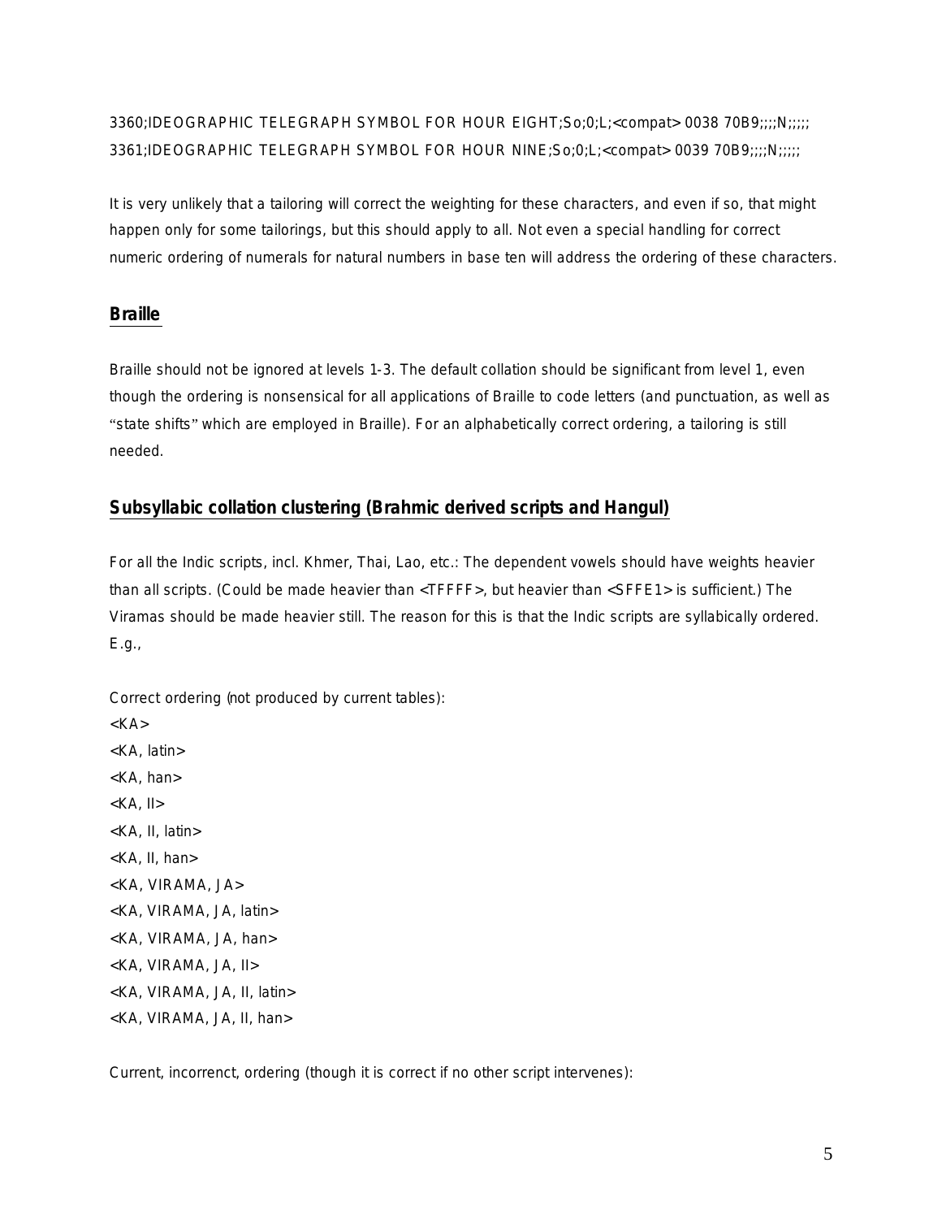3360;IDEOGRAPHIC TELEGRAPH SYMBOL FOR HOUR EIGHT;So;0;L;<compat> 0038 70B9;;;;N;;;;;
3361;IDEOGRAPHIC TELEGRAPH SYMBOL FOR HOUR NINE;So;0;L;<compat> 0039 70B9;;;;N;;;;;

It is very unlikely that a tailoring will correct the weighting for these characters, and even if so, that might happen only for some tailorings, but this should apply to all. Not even a special handling for correct numeric ordering of numerals for natural numbers in base ten will address the ordering of these characters.

## Braille

Braille should not be ignored at levels 1-3. The default collation should be significant from level 1, even though the ordering is nonsensical for all applications of Braille to code letters (and punctuation, as well as "state shifts" which are employed in Braille). For an alphabetically correct ordering, a tailoring is still needed.

## Subsyllabic collation clustering (Brahmic derived scripts and Hangul)

For all the Indic scripts, incl. Khmer, Thai, Lao, etc.: The dependent vowels should have weights heavier than all scripts. (Could be made heavier than <TFFFF>, but heavier than <SFFE1> is sufficient.) The Viramas should be made heavier still. The reason for this is that the Indic scripts are syllabically ordered. E.g.,

Correct ordering (not produced by current tables):
<KA>
<KA, latin>
<KA, han>
<KA, II>
<KA, II, latin>
<KA, II, han>
<KA, VIRAMA, JA>
<KA, VIRAMA, JA, latin>
<KA, VIRAMA, JA, han>
<KA, VIRAMA, JA, II>
<KA, VIRAMA, JA, II, latin>
<KA, VIRAMA, JA, II, han>

Current, incorrenct, ordering (though it is correct if no other script intervenes):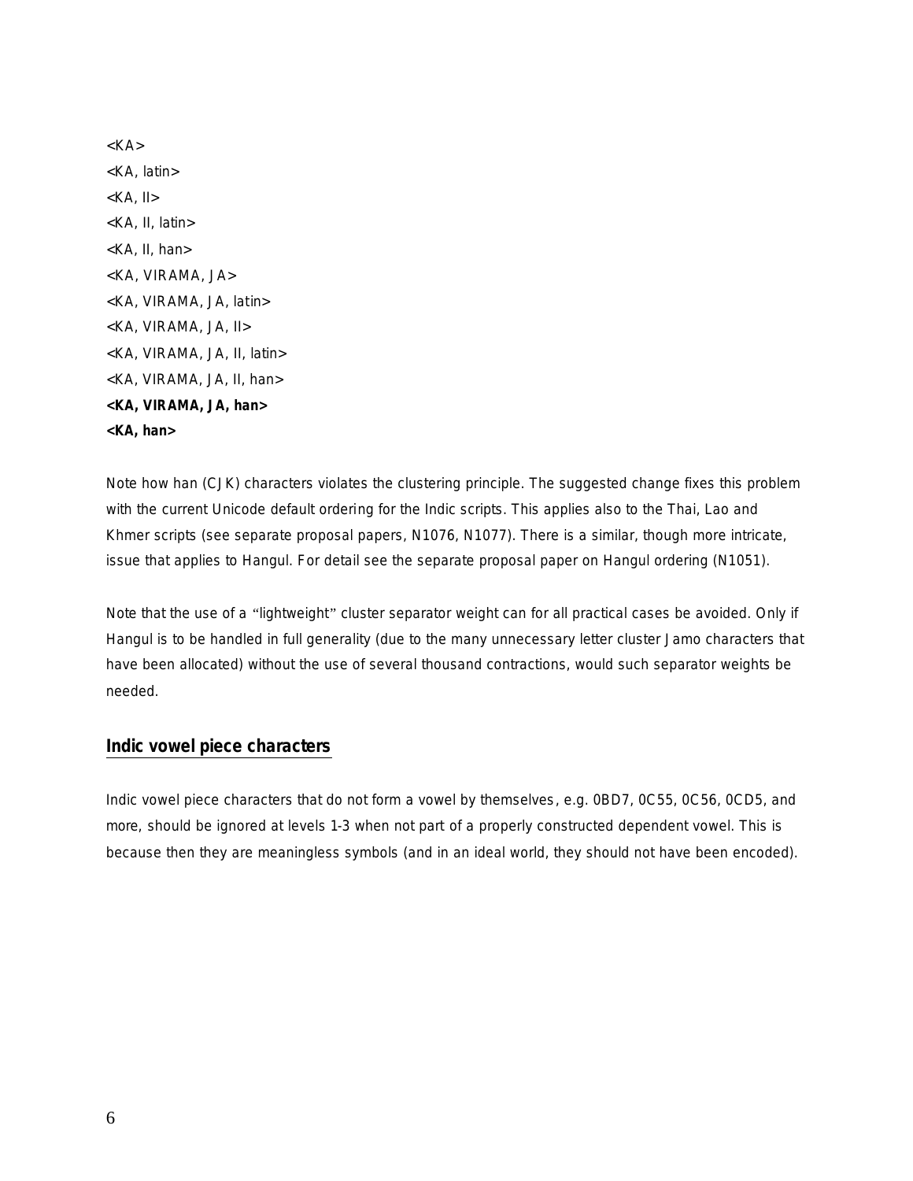<KA>

<KA, latin>

<KA, II>

<KA, II, latin>

<KA, II, han>

<KA, VIRAMA, JA>

<KA, VIRAMA, JA, latin>

<KA, VIRAMA, JA, II>

<KA, VIRAMA, JA, II, latin>

<KA, VIRAMA, JA, II, han>

**<KA, VIRAMA, JA, han>**

**<KA, han>**

Note how han (CJK) characters violates the clustering principle. The suggested change fixes this problem with the current Unicode default ordering for the Indic scripts. This applies also to the Thai, Lao and Khmer scripts (see separate proposal papers, N1076, N1077). There is a similar, though more intricate, issue that applies to Hangul. For detail see the separate proposal paper on Hangul ordering (N1051).

Note that the use of a "lightweight" cluster separator weight can for all practical cases be avoided. Only if Hangul is to be handled in full generality (due to the many unnecessary letter cluster Jamo characters that have been allocated) without the use of several thousand contractions, would such separator weights be needed.

## Indic vowel piece characters

Indic vowel piece characters that do not form a vowel by themselves, e.g. 0BD7, 0C55, 0C56, 0CD5, and more, should be ignored at levels 1-3 when not part of a properly constructed dependent vowel. This is because then they are meaningless symbols (and in an ideal world, they should not have been encoded).